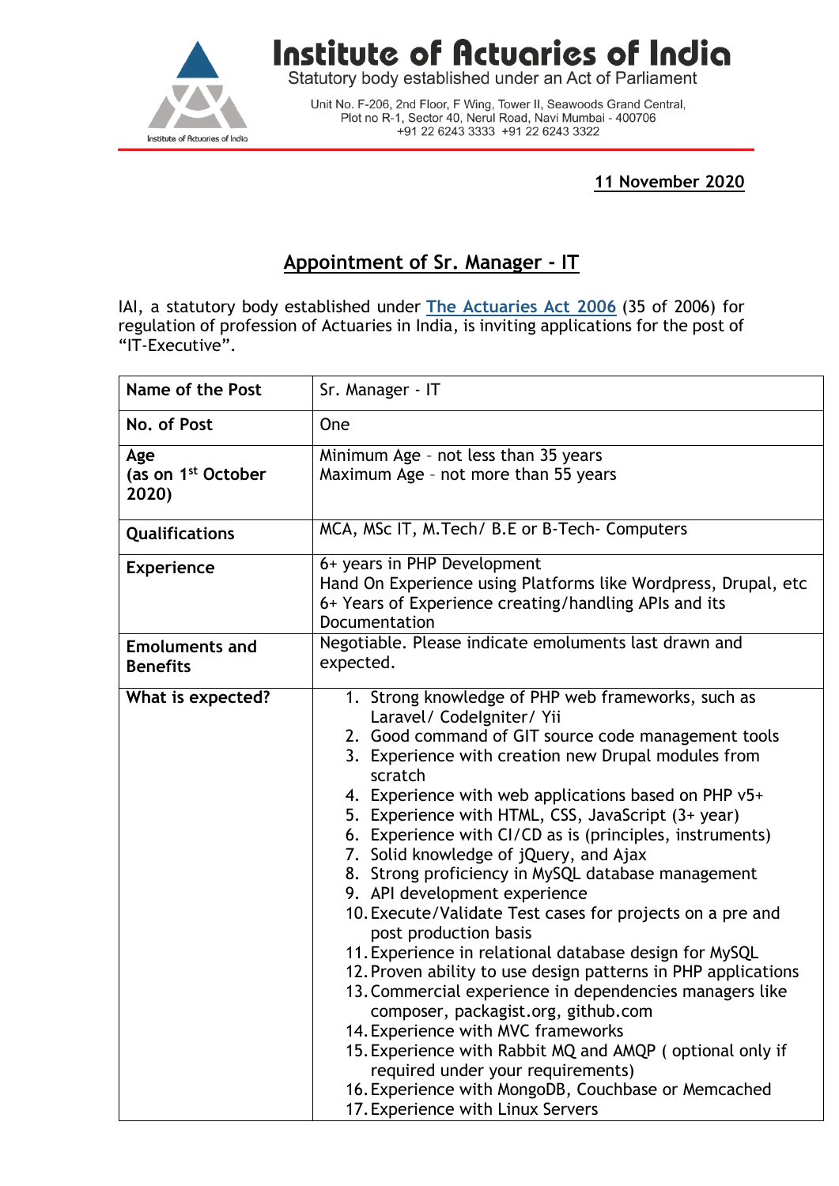# Institute of Actuaries of India

Statutory body established under an Act of Parliament

Unit No. F-206, 2nd Floor, F Wing, Tower II, Seawoods Grand Central,
Plot no R-1, Sector 40, Nerul Road, Navi Mumbai - 400706
+91 22 6243 3333 +91 22 6243 3322

**11 November 2020**

## Appointment of Sr. Manager - IT

IAI, a statutory body established under [The Actuaries Act 2006] (35 of 2006) for regulation of profession of Actuaries in India, is inviting applications for the post of "IT-Executive".

| | |
|---|---|
| **Name of the Post** | Sr. Manager - IT |
| **No. of Post** | One |
| **Age (as on 1st October 2020)** | Minimum Age – not less than 35 years<br>Maximum Age – not more than 55 years |
| **Qualifications** | MCA, MSc IT, M.Tech/ B.E or B-Tech- Computers |
| **Experience** | 6+ years in PHP Development<br>Hand On Experience using Platforms like Wordpress, Drupal, etc<br>6+ Years of Experience creating/handling APIs and its Documentation |
| **Emoluments and Benefits** | Negotiable. Please indicate emoluments last drawn and expected. |
| **What is expected?** | 1. Strong knowledge of PHP web frameworks, such as Laravel/ CodeIgniter/ Yii<br>2. Good command of GIT source code management tools<br>3. Experience with creation new Drupal modules from scratch<br>4. Experience with web applications based on PHP v5+<br>5. Experience with HTML, CSS, JavaScript (3+ year)<br>6. Experience with CI/CD as is (principles, instruments)<br>7. Solid knowledge of jQuery, and Ajax<br>8. Strong proficiency in MySQL database management<br>9. API development experience<br>10. Execute/Validate Test cases for projects on a pre and post production basis<br>11. Experience in relational database design for MySQL<br>12. Proven ability to use design patterns in PHP applications<br>13. Commercial experience in dependencies managers like composer, packagist.org, github.com<br>14. Experience with MVC frameworks<br>15. Experience with Rabbit MQ and AMQP ( optional only if required under your requirements)<br>16. Experience with MongoDB, Couchbase or Memcached<br>17. Experience with Linux Servers |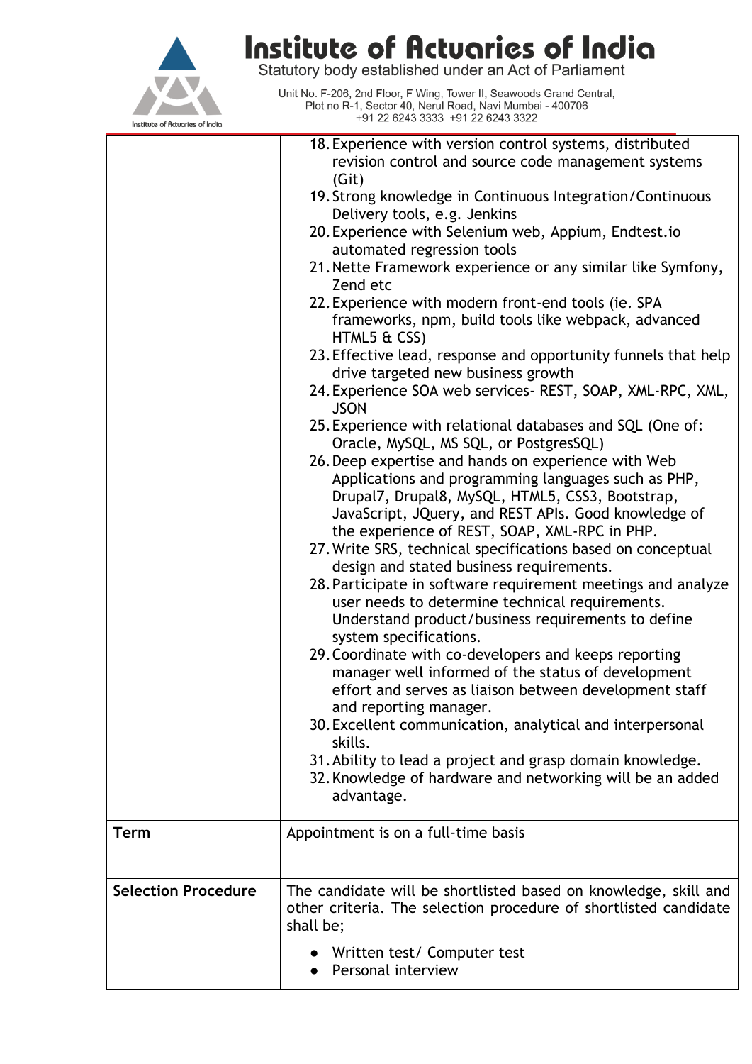| | |
|---|---|
| | 18. Experience with version control systems, distributed revision control and source code management systems (Git)<br>19. Strong knowledge in Continuous Integration/Continuous Delivery tools, e.g. Jenkins<br>20. Experience with Selenium web, Appium, Endtest.io automated regression tools<br>21. Nette Framework experience or any similar like Symfony, Zend etc<br>22. Experience with modern front-end tools (ie. SPA frameworks, npm, build tools like webpack, advanced HTML5 & CSS)<br>23. Effective lead, response and opportunity funnels that help drive targeted new business growth<br>24. Experience SOA web services- REST, SOAP, XML-RPC, XML, JSON<br>25. Experience with relational databases and SQL (One of: Oracle, MySQL, MS SQL, or PostgresSQL)<br>26. Deep expertise and hands on experience with Web Applications and programming languages such as PHP, Drupal7, Drupal8, MySQL, HTML5, CSS3, Bootstrap, JavaScript, JQuery, and REST APIs. Good knowledge of the experience of REST, SOAP, XML-RPC in PHP.<br>27. Write SRS, technical specifications based on conceptual design and stated business requirements.<br>28. Participate in software requirement meetings and analyze user needs to determine technical requirements. Understand product/business requirements to define system specifications.<br>29. Coordinate with co-developers and keeps reporting manager well informed of the status of development effort and serves as liaison between development staff and reporting manager.<br>30. Excellent communication, analytical and interpersonal skills.<br>31. Ability to lead a project and grasp domain knowledge.<br>32. Knowledge of hardware and networking will be an added advantage. |
| **Term** | Appointment is on a full-time basis |
| **Selection Procedure** | The candidate will be shortlisted based on knowledge, skill and other criteria. The selection procedure of shortlisted candidate shall be;<br>● Written test/ Computer test<br>● Personal interview |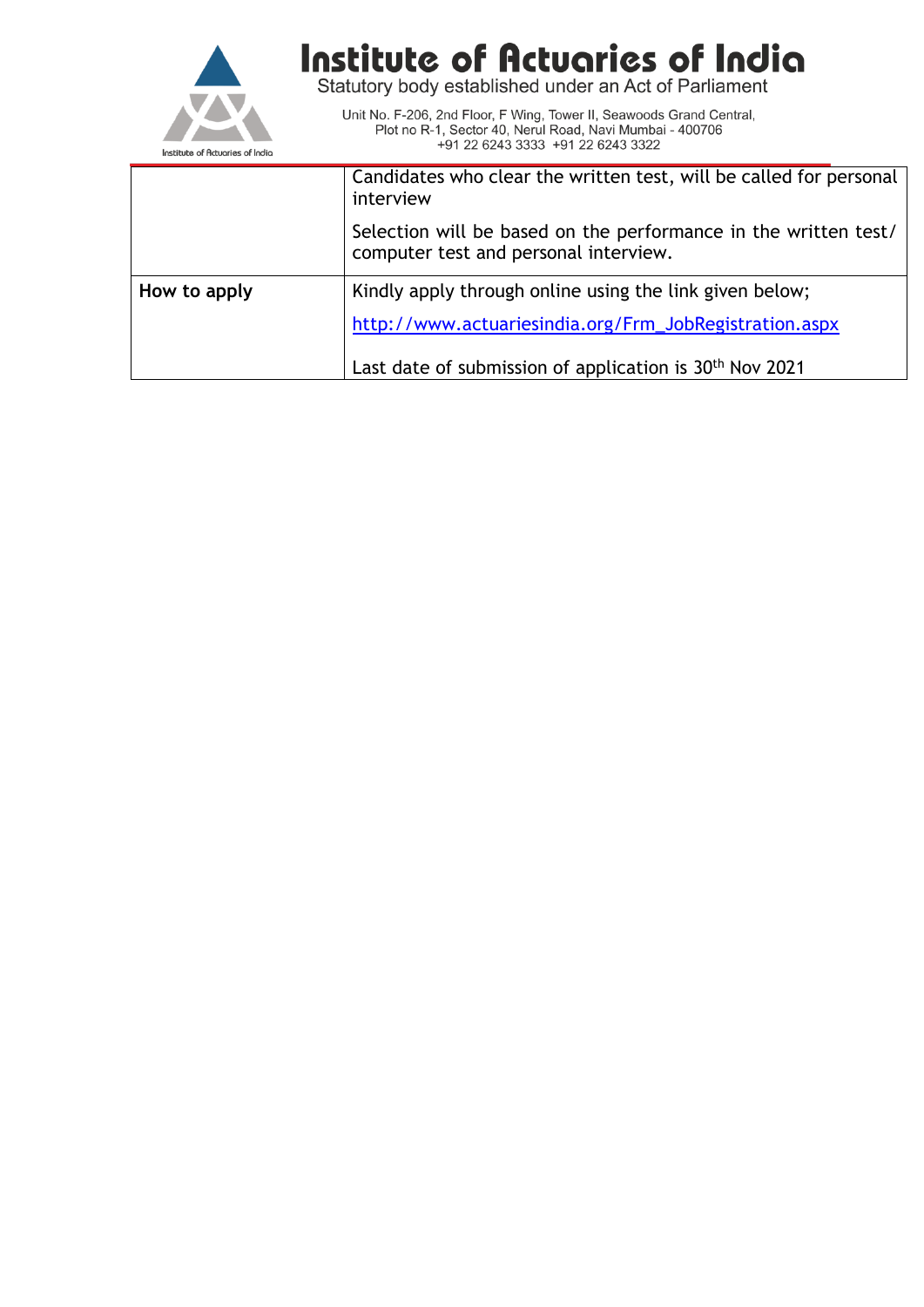| | |
|---|---|
| | Candidates who clear the written test, will be called for personal interview<br><br>Selection will be based on the performance in the written test/ computer test and personal interview. |
| **How to apply** | Kindly apply through online using the link given below;<br><br>http://www.actuariesindia.org/Frm_JobRegistration.aspx<br><br>Last date of submission of application is 30th Nov 2021 |